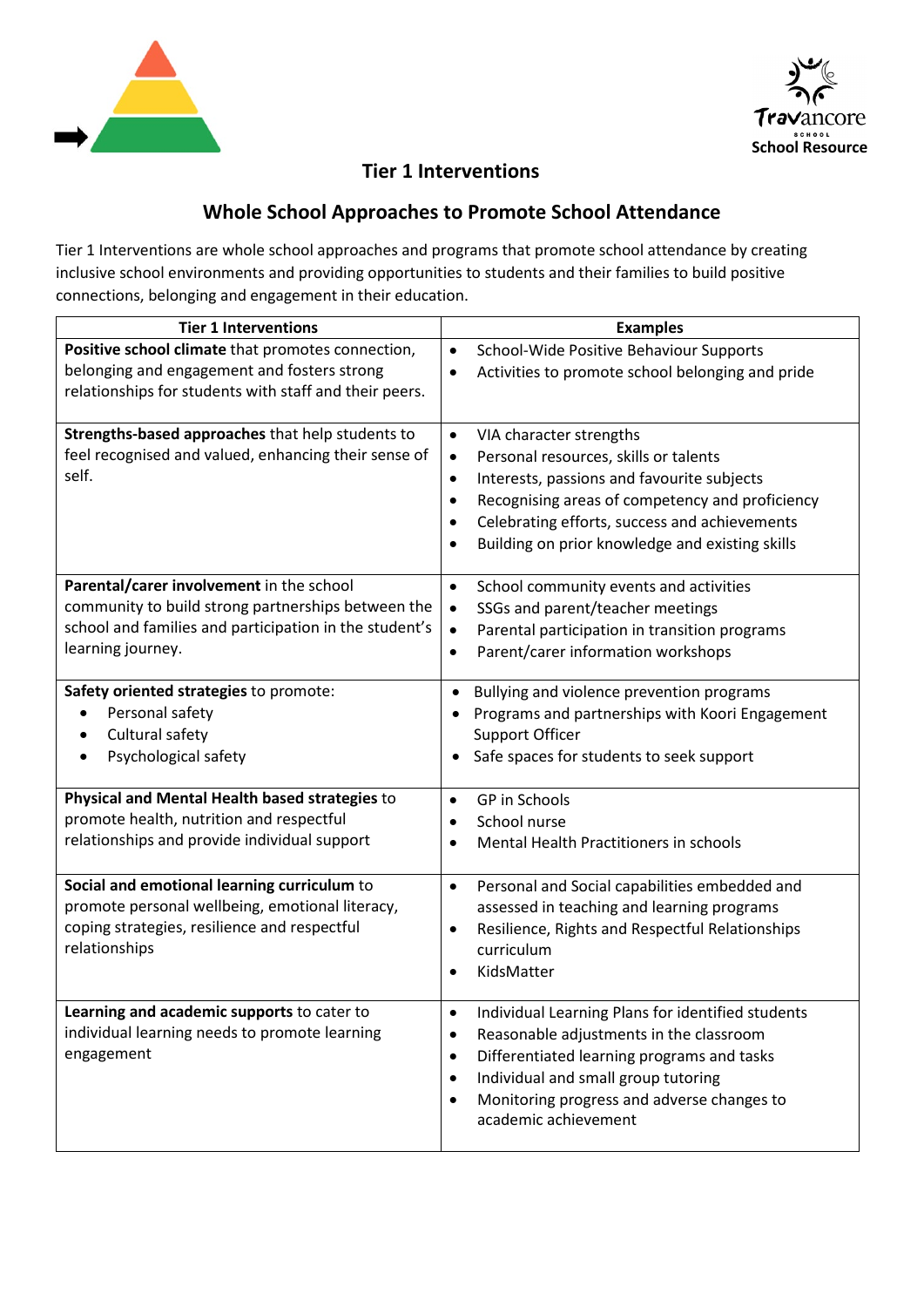Travancore School Resource

## Tier 1 Interventions

## Whole School Approaches to Promote School Attendance

Tier 1 Interventions are whole school approaches and programs that promote school attendance by creating inclusive school environments and providing opportunities to students and their families to build positive connections, belonging and engagement in their education.

| Tier 1 Interventions | Examples |
|---|---|
| **Positive school climate** that promotes connection, belonging and engagement and fosters strong relationships for students with staff and their peers. | • School-Wide Positive Behaviour Supports<br>• Activities to promote school belonging and pride |
| **Strengths-based approaches** that help students to feel recognised and valued, enhancing their sense of self. | • VIA character strengths<br>• Personal resources, skills or talents<br>• Interests, passions and favourite subjects<br>• Recognising areas of competency and proficiency<br>• Celebrating efforts, success and achievements<br>• Building on prior knowledge and existing skills |
| **Parental/carer involvement** in the school community to build strong partnerships between the school and families and participation in the student's learning journey. | • School community events and activities<br>• SSGs and parent/teacher meetings<br>• Parental participation in transition programs<br>• Parent/carer information workshops |
| **Safety oriented strategies** to promote:<br>• Personal safety<br>• Cultural safety<br>• Psychological safety | • Bullying and violence prevention programs<br>• Programs and partnerships with Koori Engagement Support Officer<br>• Safe spaces for students to seek support |
| **Physical and Mental Health based strategies** to promote health, nutrition and respectful relationships and provide individual support | • GP in Schools<br>• School nurse<br>• Mental Health Practitioners in schools |
| **Social and emotional learning curriculum** to promote personal wellbeing, emotional literacy, coping strategies, resilience and respectful relationships | • Personal and Social capabilities embedded and assessed in teaching and learning programs<br>• Resilience, Rights and Respectful Relationships curriculum<br>• KidsMatter |
| **Learning and academic supports** to cater to individual learning needs to promote learning engagement | • Individual Learning Plans for identified students<br>• Reasonable adjustments in the classroom<br>• Differentiated learning programs and tasks<br>• Individual and small group tutoring<br>• Monitoring progress and adverse changes to academic achievement |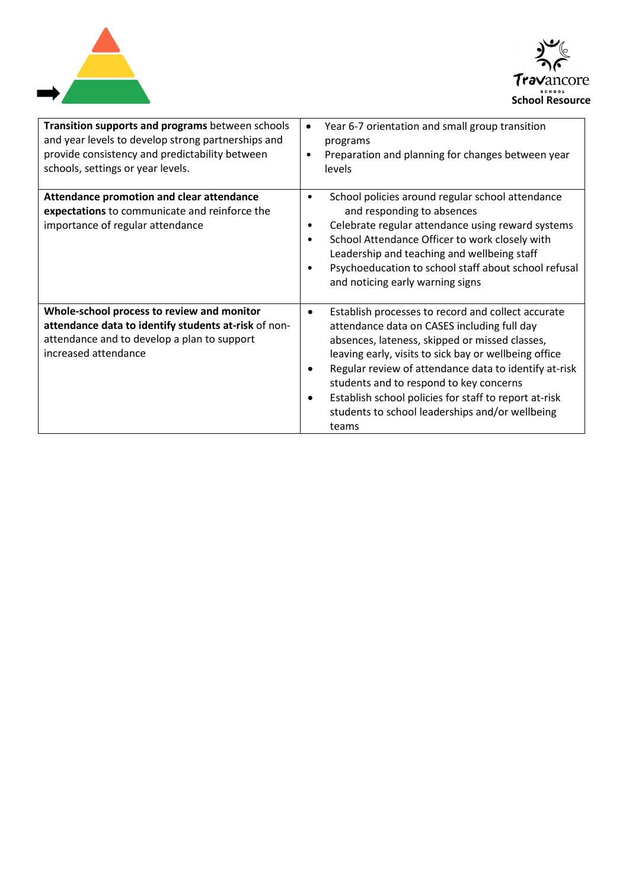| | |
|---|---|
| **Transition supports and programs** between schools and year levels to develop strong partnerships and provide consistency and predictability between schools, settings or year levels. | • Year 6-7 orientation and small group transition programs<br>• Preparation and planning for changes between year levels |
| **Attendance promotion and clear attendance expectations** to communicate and reinforce the importance of regular attendance | • School policies around regular school attendance and responding to absences<br>• Celebrate regular attendance using reward systems<br>• School Attendance Officer to work closely with Leadership and teaching and wellbeing staff<br>• Psychoeducation to school staff about school refusal and noticing early warning signs |
| **Whole-school process to review and monitor attendance data to identify students at-risk** of non-attendance and to develop a plan to support increased attendance | • Establish processes to record and collect accurate attendance data on CASES including full day absences, lateness, skipped or missed classes, leaving early, visits to sick bay or wellbeing office<br>• Regular review of attendance data to identify at-risk students and to respond to key concerns<br>• Establish school policies for staff to report at-risk students to school leaderships and/or wellbeing teams |